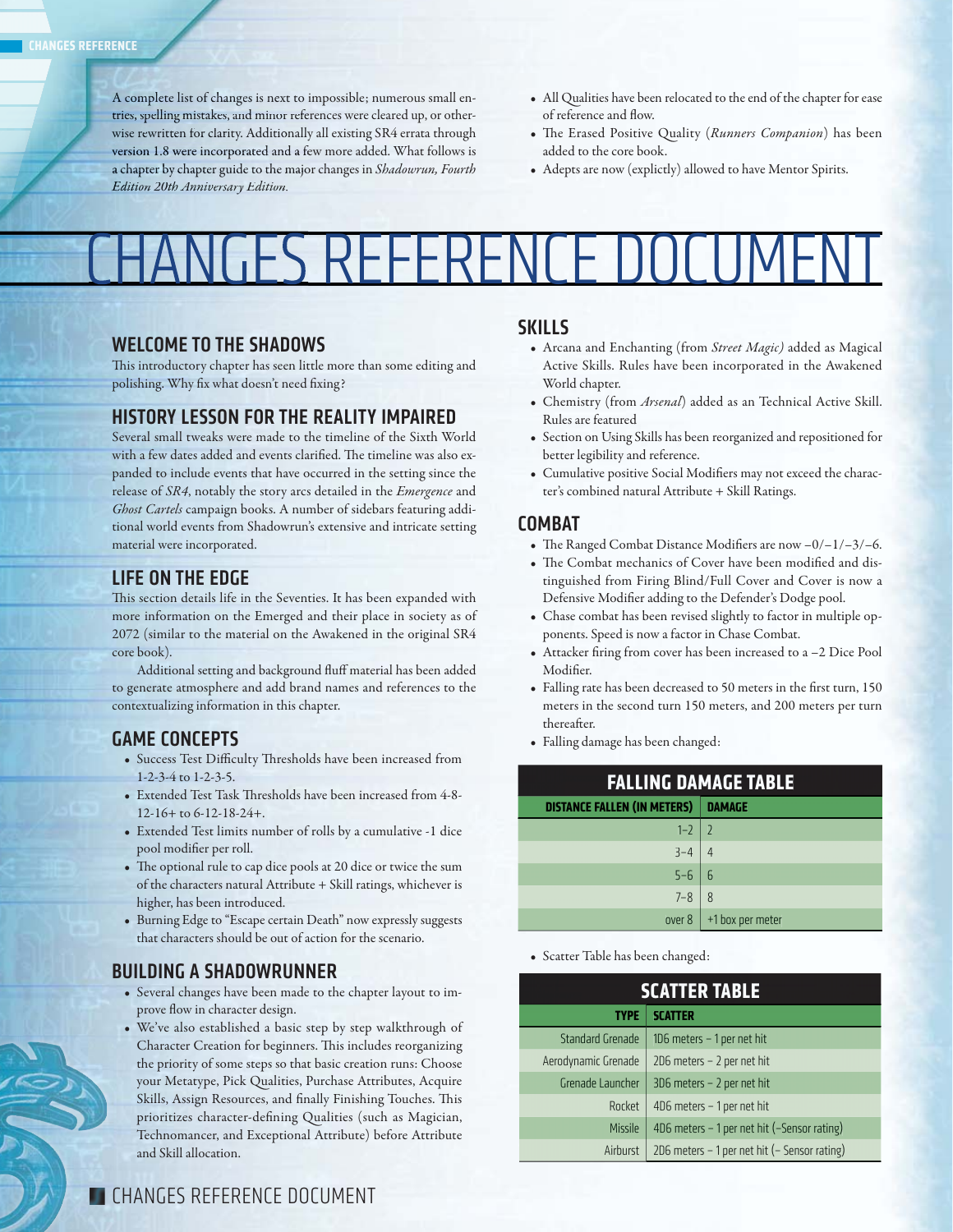A complete list of changes is next to impossible; numerous small entries, spelling mistakes, and minor references were cleared up, or otherwise rewritten for clarity. Additionally all existing SR4 errata through version 1.8 were incorporated and a few more added. What follows is a chapter by chapter guide to the major changes in *Shadowrun, Fourth Edition 20th Anniversary Edition.*

- All Qualities have been relocated to the end of the chapter for ease of reference and flow.
- The Erased Positive Quality (*Runners Companion*) has been added to the core book.
- Adepts are now (explictly) allowed to have Mentor Spirits.

# CHANGES REFERENCE DOCUMENT

## WELCOME TO THE SHADOWS

This introductory chapter has seen little more than some editing and polishing. Why fix what doesn't need fixing?

## HISTORY LESSON FOR THE REALITY IMPAIRED

Several small tweaks were made to the timeline of the Sixth World with a few dates added and events clarified. The timeline was also expanded to include events that have occurred in the setting since the release of *SR4*, notably the story arcs detailed in the *Emergence* and *Ghost Cartels* campaign books. A number of sidebars featuring additional world events from Shadowrun's extensive and intricate setting material were incorporated.

## LIFE ON THE EDGE

This section details life in the Seventies. It has been expanded with more information on the Emerged and their place in society as of 2072 (similar to the material on the Awakened in the original SR4 core book).

Additional setting and background fluff material has been added to generate atmosphere and add brand names and references to the contextualizing information in this chapter.

## GAME CONCEPTS

- Success Test Difficulty Thresholds have been increased from 1-2-3-4 to 1-2-3-5.
- Extended Test Task Thresholds have been increased from 4-8-12-16+ to 6-12-18-24+.
- Extended Test limits number of rolls by a cumulative -1 dice pool modifier per roll.
- The optional rule to cap dice pools at 20 dice or twice the sum of the characters natural Attribute + Skill ratings, whichever is higher, has been introduced.
- Burning Edge to "Escape certain Death" now expressly suggests that characters should be out of action for the scenario.

## BUILDING A SHADOWRUNNER

- Several changes have been made to the chapter layout to improve flow in character design.
- We've also established a basic step by step walkthrough of Character Creation for beginners. This includes reorganizing the priority of some steps so that basic creation runs: Choose your Metatype, Pick Qualities, Purchase Attributes, Acquire Skills, Assign Resources, and finally Finishing Touches. This prioritizes character-defining Qualities (such as Magician, Technomancer, and Exceptional Attribute) before Attribute and Skill allocation.

## SKILLS

- Arcana and Enchanting (from *Street Magic)* added as Magical Active Skills. Rules have been incorporated in the Awakened World chapter.
- Chemistry (from *Arsenal*) added as an Technical Active Skill. Rules are featured
- Section on Using Skills has been reorganized and repositioned for better legibility and reference.
- Cumulative positive Social Modifiers may not exceed the character's combined natural Attribute + Skill Ratings.

## COMBAT

- The Ranged Combat Distance Modifiers are now –0/–1/–3/–6.
- The Combat mechanics of Cover have been modified and distinguished from Firing Blind/Full Cover and Cover is now a Defensive Modifier adding to the Defender's Dodge pool.
- Chase combat has been revised slightly to factor in multiple opponents. Speed is now a factor in Chase Combat.
- Attacker firing from cover has been increased to a –2 Dice Pool Modifier.
- Falling rate has been decreased to 50 meters in the first turn, 150 meters in the second turn 150 meters, and 200 meters per turn thereafter.
- Falling damage has been changed:

**FALLING DAMAGE TABLE**

| DISTANCE FALLEN (IN METERS) | DAMAGE |
|---|---|
| 1–2 | 2 |
| 3–4 | 4 |
| 5–6 | 6 |
| 7–8 | 8 |
| over 8 | +1 box per meter |

- Scatter Table has been changed:

**SCATTER TABLE**

| TYPE | SCATTER |
|---|---|
| Standard Grenade | 1D6 meters – 1 per net hit |
| Aerodynamic Grenade | 2D6 meters – 2 per net hit |
| Grenade Launcher | 3D6 meters – 2 per net hit |
| Rocket | 4D6 meters – 1 per net hit |
| Missile | 4D6 meters – 1 per net hit (–Sensor rating) |
| Airburst | 2D6 meters – 1 per net hit (– Sensor rating) |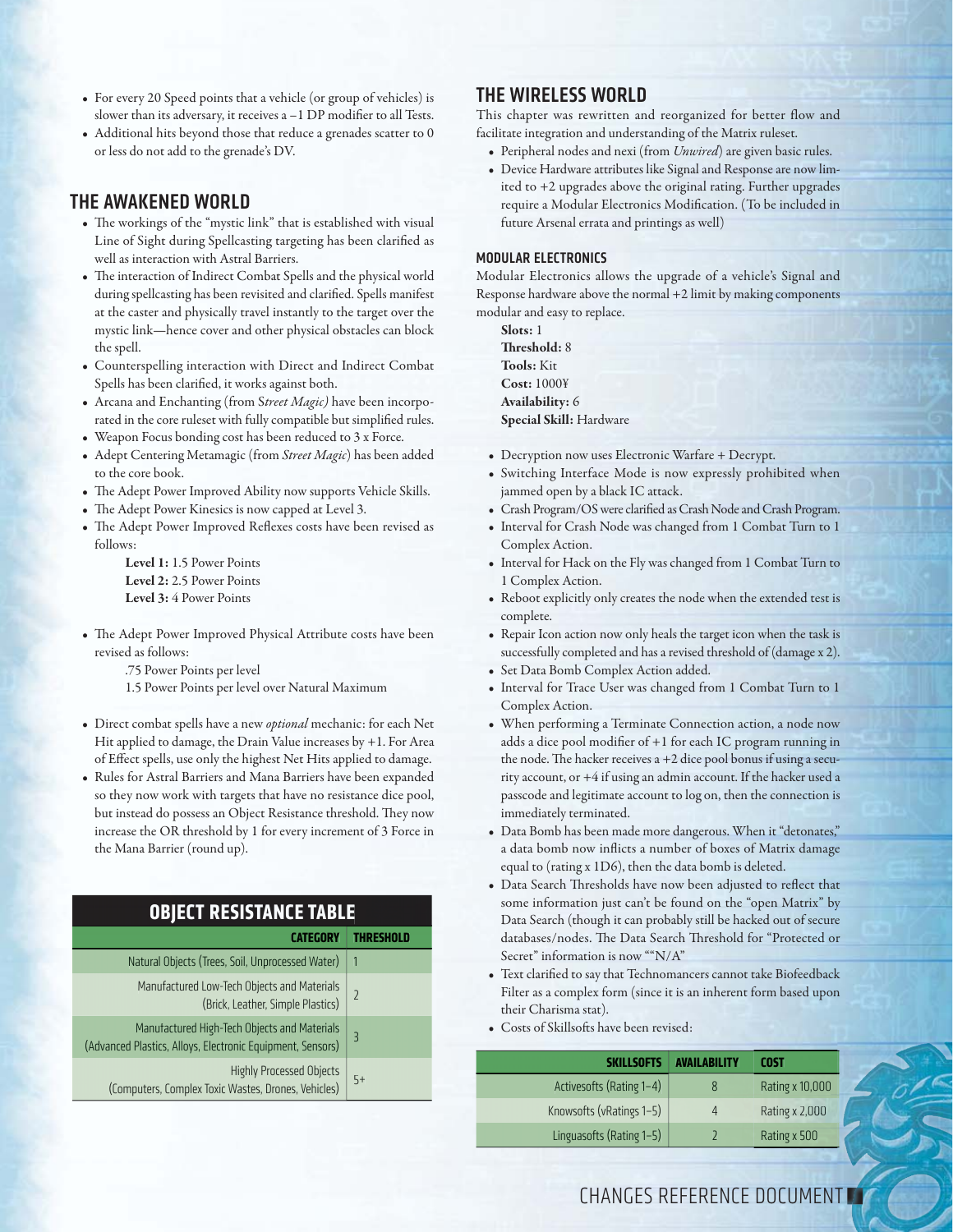- For every 20 Speed points that a vehicle (or group of vehicles) is slower than its adversary, it receives a –1 DP modifier to all Tests.
- Additional hits beyond those that reduce a grenades scatter to 0 or less do not add to the grenade's DV.

## THE AWAKENED WORLD

- The workings of the "mystic link" that is established with visual Line of Sight during Spellcasting targeting has been clarified as well as interaction with Astral Barriers.
- The interaction of Indirect Combat Spells and the physical world during spellcasting has been revisited and clarified. Spells manifest at the caster and physically travel instantly to the target over the mystic link—hence cover and other physical obstacles can block the spell.
- Counterspelling interaction with Direct and Indirect Combat Spells has been clarified, it works against both.
- Arcana and Enchanting (from *Street Magic)* have been incorporated in the core ruleset with fully compatible but simplified rules.
- Weapon Focus bonding cost has been reduced to 3 x Force.
- Adept Centering Metamagic (from *Street Magic*) has been added to the core book.
- The Adept Power Improved Ability now supports Vehicle Skills.
- The Adept Power Kinesics is now capped at Level 3.
- The Adept Power Improved Reflexes costs have been revised as follows:

  **Level 1:** 1.5 Power Points
  **Level 2:** 2.5 Power Points
  **Level 3:** 4 Power Points

- The Adept Power Improved Physical Attribute costs have been revised as follows:

  .75 Power Points per level
  1.5 Power Points per level over Natural Maximum

- Direct combat spells have a new *optional* mechanic: for each Net Hit applied to damage, the Drain Value increases by +1. For Area of Effect spells, use only the highest Net Hits applied to damage.
- Rules for Astral Barriers and Mana Barriers have been expanded so they now work with targets that have no resistance dice pool, but instead do possess an Object Resistance threshold. They now increase the OR threshold by 1 for every increment of 3 Force in the Mana Barrier (round up).

**OBJECT RESISTANCE TABLE**

| CATEGORY | THRESHOLD |
|---|---|
| Natural Objects (Trees, Soil, Unprocessed Water) | 1 |
| Manufactured Low-Tech Objects and Materials (Brick, Leather, Simple Plastics) | 2 |
| Manufactured High-Tech Objects and Materials (Advanced Plastics, Alloys, Electronic Equipment, Sensors) | 3 |
| Highly Processed Objects (Computers, Complex Toxic Wastes, Drones, Vehicles) | 5+ |

## THE WIRELESS WORLD

This chapter was rewritten and reorganized for better flow and facilitate integration and understanding of the Matrix ruleset.

- Peripheral nodes and nexi (from *Unwired*) are given basic rules.
- Device Hardware attributes like Signal and Response are now limited to +2 upgrades above the original rating. Further upgrades require a Modular Electronics Modification. (To be included in future Arsenal errata and printings as well)

### MODULAR ELECTRONICS

Modular Electronics allows the upgrade of a vehicle's Signal and Response hardware above the normal +2 limit by making components modular and easy to replace.

**Slots:** 1
**Threshold:** 8
**Tools:** Kit
**Cost:** 1000¥
**Availability:** 6
**Special Skill:** Hardware

- Decryption now uses Electronic Warfare + Decrypt.
- Switching Interface Mode is now expressly prohibited when jammed open by a black IC attack.
- Crash Program/OS were clarified as Crash Node and Crash Program.
- Interval for Crash Node was changed from 1 Combat Turn to 1 Complex Action.
- Interval for Hack on the Fly was changed from 1 Combat Turn to 1 Complex Action.
- Reboot explicitly only creates the node when the extended test is complete.
- Repair Icon action now only heals the target icon when the task is successfully completed and has a revised threshold of (damage x 2).
- Set Data Bomb Complex Action added.
- Interval for Trace User was changed from 1 Combat Turn to 1 Complex Action.
- When performing a Terminate Connection action, a node now adds a dice pool modifier of +1 for each IC program running in the node. The hacker receives a +2 dice pool bonus if using a security account, or +4 if using an admin account. If the hacker used a passcode and legitimate account to log on, then the connection is immediately terminated.
- Data Bomb has been made more dangerous. When it "detonates," a data bomb now inflicts a number of boxes of Matrix damage equal to (rating x 1D6), then the data bomb is deleted.
- Data Search Thresholds have now been adjusted to reflect that some information just can't be found on the "open Matrix" by Data Search (though it can probably still be hacked out of secure databases/nodes. The Data Search Threshold for "Protected or Secret" information is now ""N/A"
- Text clarified to say that Technomancers cannot take Biofeedback Filter as a complex form (since it is an inherent form based upon their Charisma stat).
- Costs of Skillsofts have been revised:

| SKILLSOFTS | AVAILABILITY | COST |
|---|---|---|
| Activesofts (Rating 1–4) | 8 | Rating x 10,000 |
| Knowsofts (vRatings 1–5) | 4 | Rating x 2,000 |
| Linguasofts (Rating 1–5) | 2 | Rating x 500 |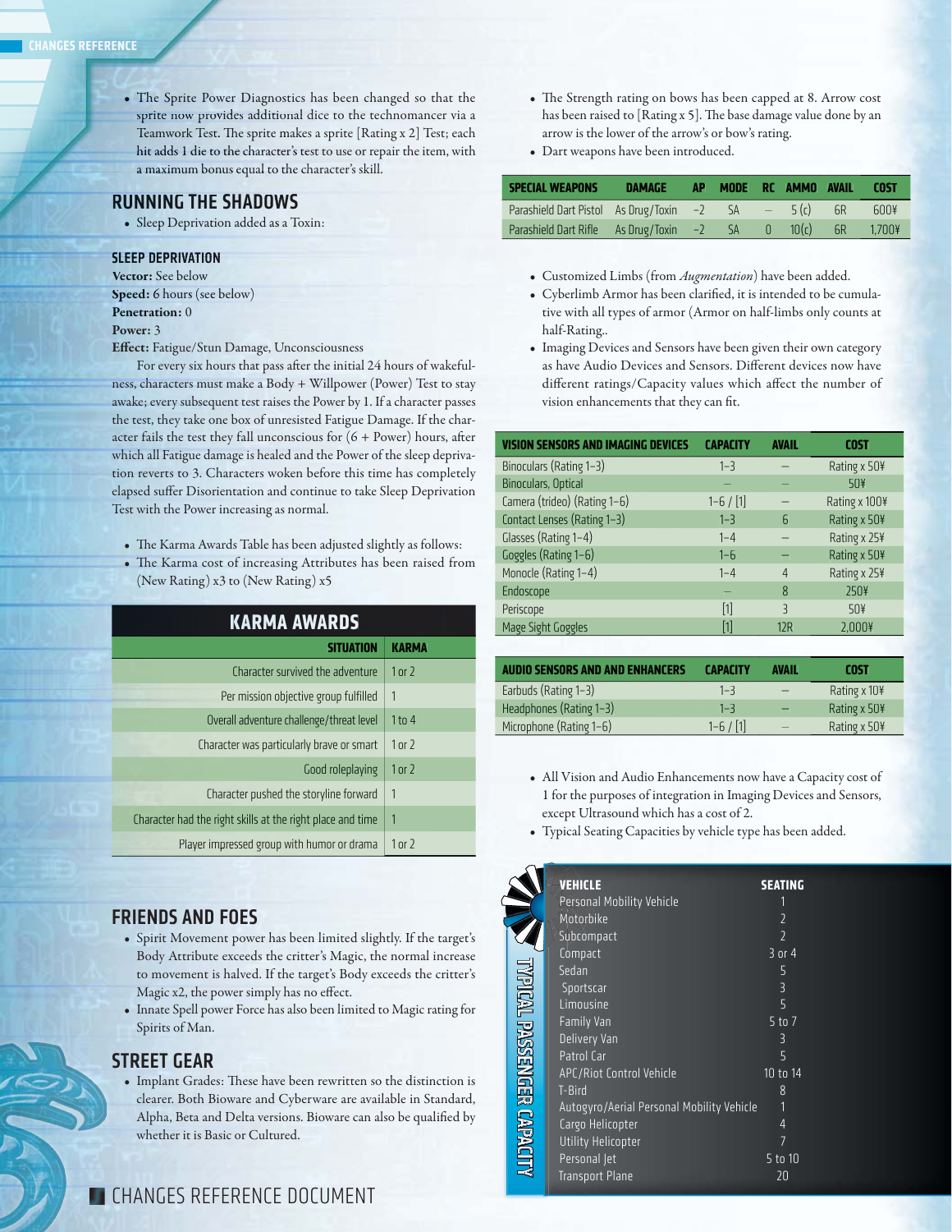- The Sprite Power Diagnostics has been changed so that the sprite now provides additional dice to the technomancer via a Teamwork Test. The sprite makes a sprite [Rating x 2] Test; each hit adds 1 die to the character's test to use or repair the item, with a maximum bonus equal to the character's skill.

## RUNNING THE SHADOWS

- Sleep Deprivation added as a Toxin:

### SLEEP DEPRIVATION

**Vector:** See below
**Speed:** 6 hours (see below)
**Penetration:** 0
**Power:** 3
**Effect:** Fatigue/Stun Damage, Unconsciousness

For every six hours that pass after the initial 24 hours of wakefulness, characters must make a Body + Willpower (Power) Test to stay awake; every subsequent test raises the Power by 1. If a character passes the test, they take one box of unresisted Fatigue Damage. If the character fails the test they fall unconscious for (6 + Power) hours, after which all Fatigue damage is healed and the Power of the sleep deprivation reverts to 3. Characters woken before this time has completely elapsed suffer Disorientation and continue to take Sleep Deprivation Test with the Power increasing as normal.

- The Karma Awards Table has been adjusted slightly as follows:
- The Karma cost of increasing Attributes has been raised from (New Rating) x3 to (New Rating) x5

**KARMA AWARDS**

| SITUATION | KARMA |
|---|---|
| Character survived the adventure | 1 or 2 |
| Per mission objective group fulfilled | 1 |
| Overall adventure challenge/threat level | 1 to 4 |
| Character was particularly brave or smart | 1 or 2 |
| Good roleplaying | 1 or 2 |
| Character pushed the storyline forward | 1 |
| Character had the right skills at the right place and time | 1 |
| Player impressed group with humor or drama | 1 or 2 |

## FRIENDS AND FOES

- Spirit Movement power has been limited slightly. If the target's Body Attribute exceeds the critter's Magic, the normal increase to movement is halved. If the target's Body exceeds the critter's Magic x2, the power simply has no effect.
- Innate Spell power Force has also been limited to Magic rating for Spirits of Man.

## STREET GEAR

- Implant Grades: These have been rewritten so the distinction is clearer. Both Bioware and Cyberware are available in Standard, Alpha, Beta and Delta versions. Bioware can also be qualified by whether it is Basic or Cultured.
- The Strength rating on bows has been capped at 8. Arrow cost has been raised to [Rating x 5]. The base damage value done by an arrow is the lower of the arrow's or bow's rating.
- Dart weapons have been introduced.

| SPECIAL WEAPONS | DAMAGE | AP | MODE | RC | AMMO | AVAIL | COST |
|---|---|---|---|---|---|---|---|
| Parashield Dart Pistol | As Drug/Toxin | –2 | SA | – | 5 (c) | 6R | 600¥ |
| Parashield Dart Rifle | As Drug/Toxin | –2 | SA | 0 | 10(c) | 6R | 1,700¥ |

- Customized Limbs (from *Augmentation*) have been added.
- Cyberlimb Armor has been clarified, it is intended to be cumulative with all types of armor (Armor on half-limbs only counts at half-Rating..
- Imaging Devices and Sensors have been given their own category as have Audio Devices and Sensors. Different devices now have different ratings/Capacity values which affect the number of vision enhancements that they can fit.

| VISION SENSORS AND IMAGING DEVICES | CAPACITY | AVAIL | COST |
|---|---|---|---|
| Binoculars (Rating 1–3) | 1–3 | – | Rating x 50¥ |
| Binoculars, Optical | – | – | 50¥ |
| Camera (trideo) (Rating 1–6) | 1–6 / [1] | – | Rating x 100¥ |
| Contact Lenses (Rating 1–3) | 1–3 | 6 | Rating x 50¥ |
| Glasses (Rating 1–4) | 1–4 | – | Rating x 25¥ |
| Goggles (Rating 1–6) | 1–6 | – | Rating x 50¥ |
| Monocle (Rating 1–4) | 1–4 | 4 | Rating x 25¥ |
| Endoscope | – | 8 | 250¥ |
| Periscope | [1] | 3 | 50¥ |
| Mage Sight Goggles | [1] | 12R | 2,000¥ |

| AUDIO SENSORS AND AND ENHANCERS | CAPACITY | AVAIL | COST |
|---|---|---|---|
| Earbuds (Rating 1–3) | 1–3 | – | Rating x 10¥ |
| Headphones (Rating 1–3) | 1–3 | – | Rating x 50¥ |
| Microphone (Rating 1–6) | 1–6 / [1] | – | Rating x 50¥ |

- All Vision and Audio Enhancements now have a Capacity cost of 1 for the purposes of integration in Imaging Devices and Sensors, except Ultrasound which has a cost of 2.
- Typical Seating Capacities by vehicle type has been added.

**TYPICAL PASSENGER CAPACITY**

| VEHICLE | SEATING |
|---|---|
| Personal Mobility Vehicle | 1 |
| Motorbike | 2 |
| Subcompact | 2 |
| Compact | 3 or 4 |
| Sedan | 5 |
| Sportscar | 3 |
| Limousine | 5 |
| Family Van | 5 to 7 |
| Delivery Van | 3 |
| Patrol Car | 5 |
| APC/Riot Control Vehicle | 10 to 14 |
| T-Bird | 8 |
| Autogyro/Aerial Personal Mobility Vehicle | 1 |
| Cargo Helicopter | 4 |
| Utility Helicopter | 7 |
| Personal Jet | 5 to 10 |
| Transport Plane | 20 |